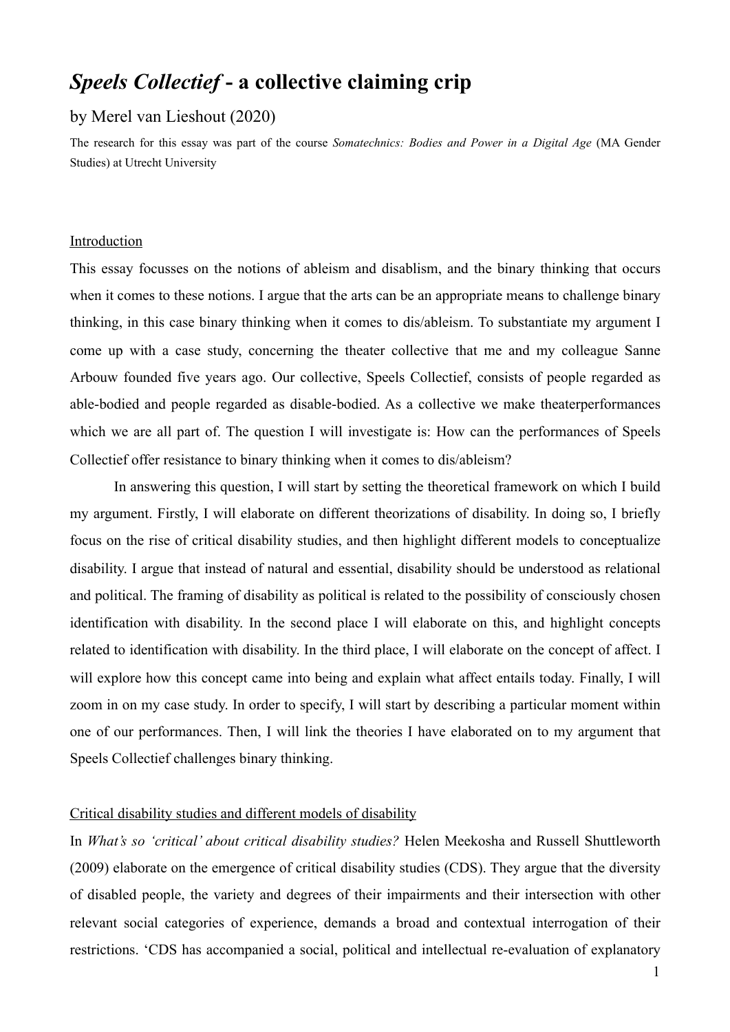# *Speels Collectief* - a collective claiming crip

by Merel van Lieshout (2020)

The research for this essay was part of the course *Somatechnics: Bodies and Power in a Digital Age* (MA Gender Studies) at Utrecht University

## Introduction

This essay focusses on the notions of ableism and disablism, and the binary thinking that occurs when it comes to these notions. I argue that the arts can be an appropriate means to challenge binary thinking, in this case binary thinking when it comes to dis/ableism. To substantiate my argument I come up with a case study, concerning the theater collective that me and my colleague Sanne Arbouw founded five years ago. Our collective, Speels Collectief, consists of people regarded as able-bodied and people regarded as disable-bodied. As a collective we make theaterperformances which we are all part of. The question I will investigate is: How can the performances of Speels Collectief offer resistance to binary thinking when it comes to dis/ableism?

In answering this question, I will start by setting the theoretical framework on which I build my argument. Firstly, I will elaborate on different theorizations of disability. In doing so, I briefly focus on the rise of critical disability studies, and then highlight different models to conceptualize disability. I argue that instead of natural and essential, disability should be understood as relational and political. The framing of disability as political is related to the possibility of consciously chosen identification with disability. In the second place I will elaborate on this, and highlight concepts related to identification with disability. In the third place, I will elaborate on the concept of affect. I will explore how this concept came into being and explain what affect entails today. Finally, I will zoom in on my case study. In order to specify, I will start by describing a particular moment within one of our performances. Then, I will link the theories I have elaborated on to my argument that Speels Collectief challenges binary thinking.

## Critical disability studies and different models of disability

In *What's so 'critical' about critical disability studies?* Helen Meekosha and Russell Shuttleworth (2009) elaborate on the emergence of critical disability studies (CDS). They argue that the diversity of disabled people, the variety and degrees of their impairments and their intersection with other relevant social categories of experience, demands a broad and contextual interrogation of their restrictions. 'CDS has accompanied a social, political and intellectual re-evaluation of explanatory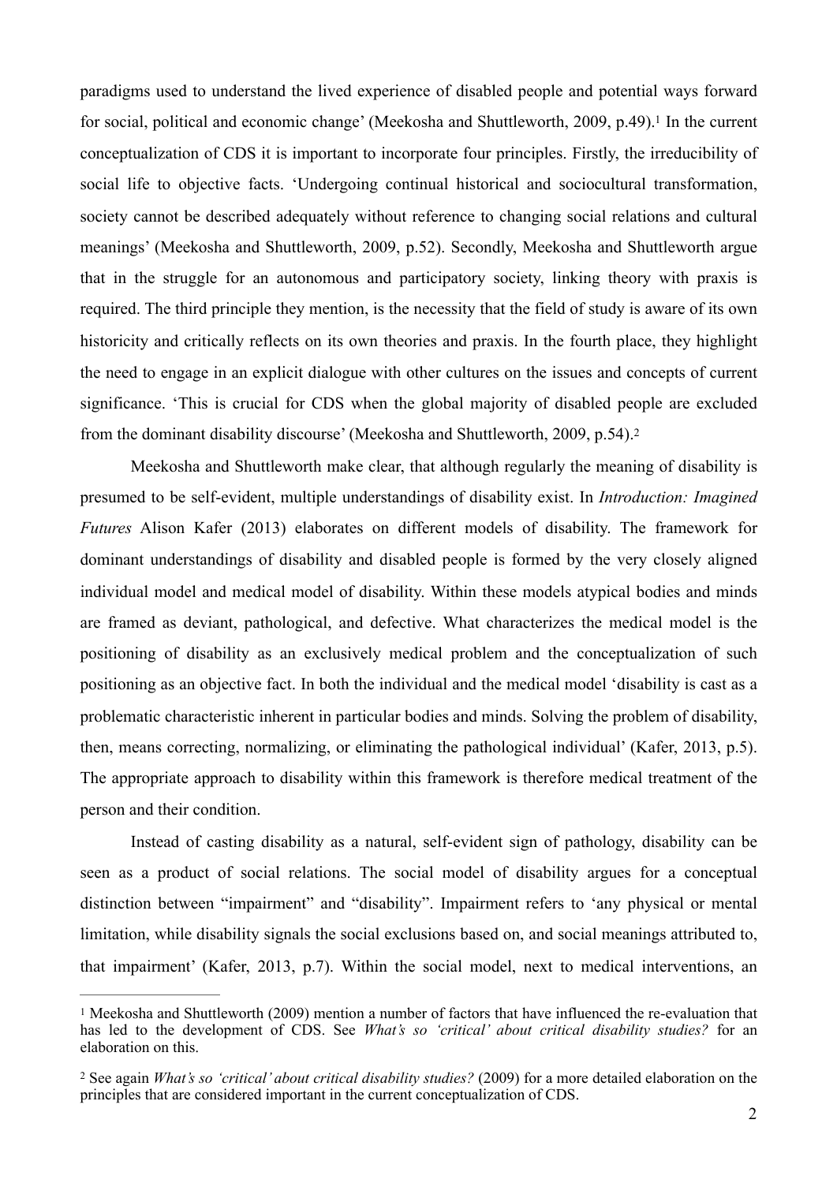paradigms used to understand the lived experience of disabled people and potential ways forward for social, political and economic change' (Meekosha and Shuttleworth, 2009, p.49).[1] In the current conceptualization of CDS it is important to incorporate four principles. Firstly, the irreducibility of social life to objective facts. 'Undergoing continual historical and sociocultural transformation, society cannot be described adequately without reference to changing social relations and cultural meanings' (Meekosha and Shuttleworth, 2009, p.52). Secondly, Meekosha and Shuttleworth argue that in the struggle for an autonomous and participatory society, linking theory with praxis is required. The third principle they mention, is the necessity that the field of study is aware of its own historicity and critically reflects on its own theories and praxis. In the fourth place, they highlight the need to engage in an explicit dialogue with other cultures on the issues and concepts of current significance. 'This is crucial for CDS when the global majority of disabled people are excluded from the dominant disability discourse' (Meekosha and Shuttleworth, 2009, p.54).[2]

Meekosha and Shuttleworth make clear, that although regularly the meaning of disability is presumed to be self-evident, multiple understandings of disability exist. In *Introduction: Imagined Futures* Alison Kafer (2013) elaborates on different models of disability. The framework for dominant understandings of disability and disabled people is formed by the very closely aligned individual model and medical model of disability. Within these models atypical bodies and minds are framed as deviant, pathological, and defective. What characterizes the medical model is the positioning of disability as an exclusively medical problem and the conceptualization of such positioning as an objective fact. In both the individual and the medical model 'disability is cast as a problematic characteristic inherent in particular bodies and minds. Solving the problem of disability, then, means correcting, normalizing, or eliminating the pathological individual' (Kafer, 2013, p.5). The appropriate approach to disability within this framework is therefore medical treatment of the person and their condition.

Instead of casting disability as a natural, self-evident sign of pathology, disability can be seen as a product of social relations. The social model of disability argues for a conceptual distinction between "impairment" and "disability". Impairment refers to 'any physical or mental limitation, while disability signals the social exclusions based on, and social meanings attributed to, that impairment' (Kafer, 2013, p.7). Within the social model, next to medical interventions, an

---

[1] Meekosha and Shuttleworth (2009) mention a number of factors that have influenced the re-evaluation that has led to the development of CDS. See *What's so 'critical' about critical disability studies?* for an elaboration on this.

[2] See again *What's so 'critical' about critical disability studies?* (2009) for a more detailed elaboration on the principles that are considered important in the current conceptualization of CDS.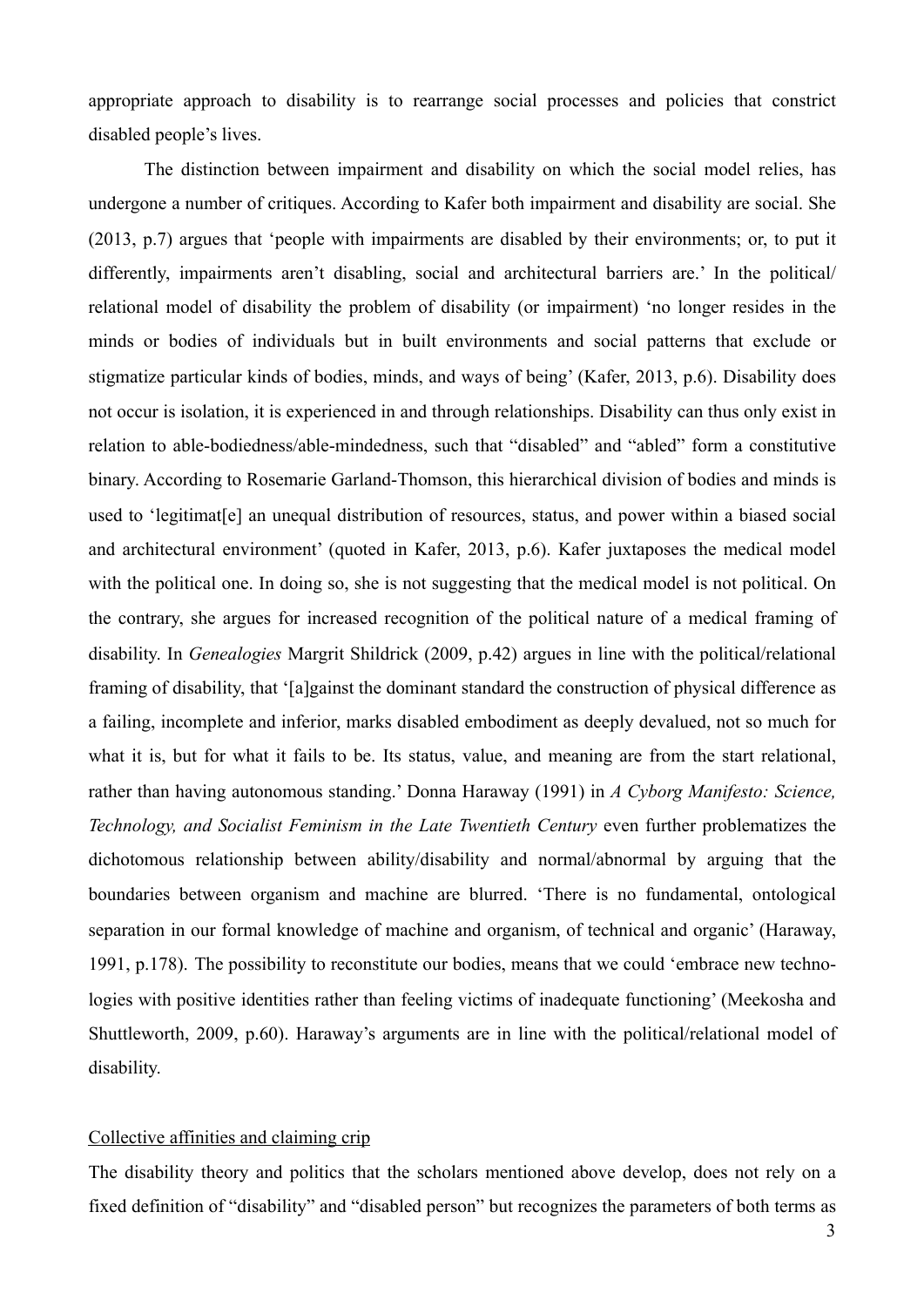appropriate approach to disability is to rearrange social processes and policies that constrict disabled people's lives.

The distinction between impairment and disability on which the social model relies, has undergone a number of critiques. According to Kafer both impairment and disability are social. She (2013, p.7) argues that 'people with impairments are disabled by their environments; or, to put it differently, impairments aren't disabling, social and architectural barriers are.' In the political/ relational model of disability the problem of disability (or impairment) 'no longer resides in the minds or bodies of individuals but in built environments and social patterns that exclude or stigmatize particular kinds of bodies, minds, and ways of being' (Kafer, 2013, p.6). Disability does not occur is isolation, it is experienced in and through relationships. Disability can thus only exist in relation to able-bodiedness/able-mindedness, such that "disabled" and "abled" form a constitutive binary. According to Rosemarie Garland-Thomson, this hierarchical division of bodies and minds is used to 'legitimat[e] an unequal distribution of resources, status, and power within a biased social and architectural environment' (quoted in Kafer, 2013, p.6). Kafer juxtaposes the medical model with the political one. In doing so, she is not suggesting that the medical model is not political. On the contrary, she argues for increased recognition of the political nature of a medical framing of disability. In *Genealogies* Margrit Shildrick (2009, p.42) argues in line with the political/relational framing of disability, that '[a]gainst the dominant standard the construction of physical difference as a failing, incomplete and inferior, marks disabled embodiment as deeply devalued, not so much for what it is, but for what it fails to be. Its status, value, and meaning are from the start relational, rather than having autonomous standing.' Donna Haraway (1991) in *A Cyborg Manifesto: Science, Technology, and Socialist Feminism in the Late Twentieth Century* even further problematizes the dichotomous relationship between ability/disability and normal/abnormal by arguing that the boundaries between organism and machine are blurred. 'There is no fundamental, ontological separation in our formal knowledge of machine and organism, of technical and organic' (Haraway, 1991, p.178). The possibility to reconstitute our bodies, means that we could 'embrace new technologies with positive identities rather than feeling victims of inadequate functioning' (Meekosha and Shuttleworth, 2009, p.60). Haraway's arguments are in line with the political/relational model of disability.

<u>Collective affinities and claiming crip</u>

The disability theory and politics that the scholars mentioned above develop, does not rely on a fixed definition of "disability" and "disabled person" but recognizes the parameters of both terms as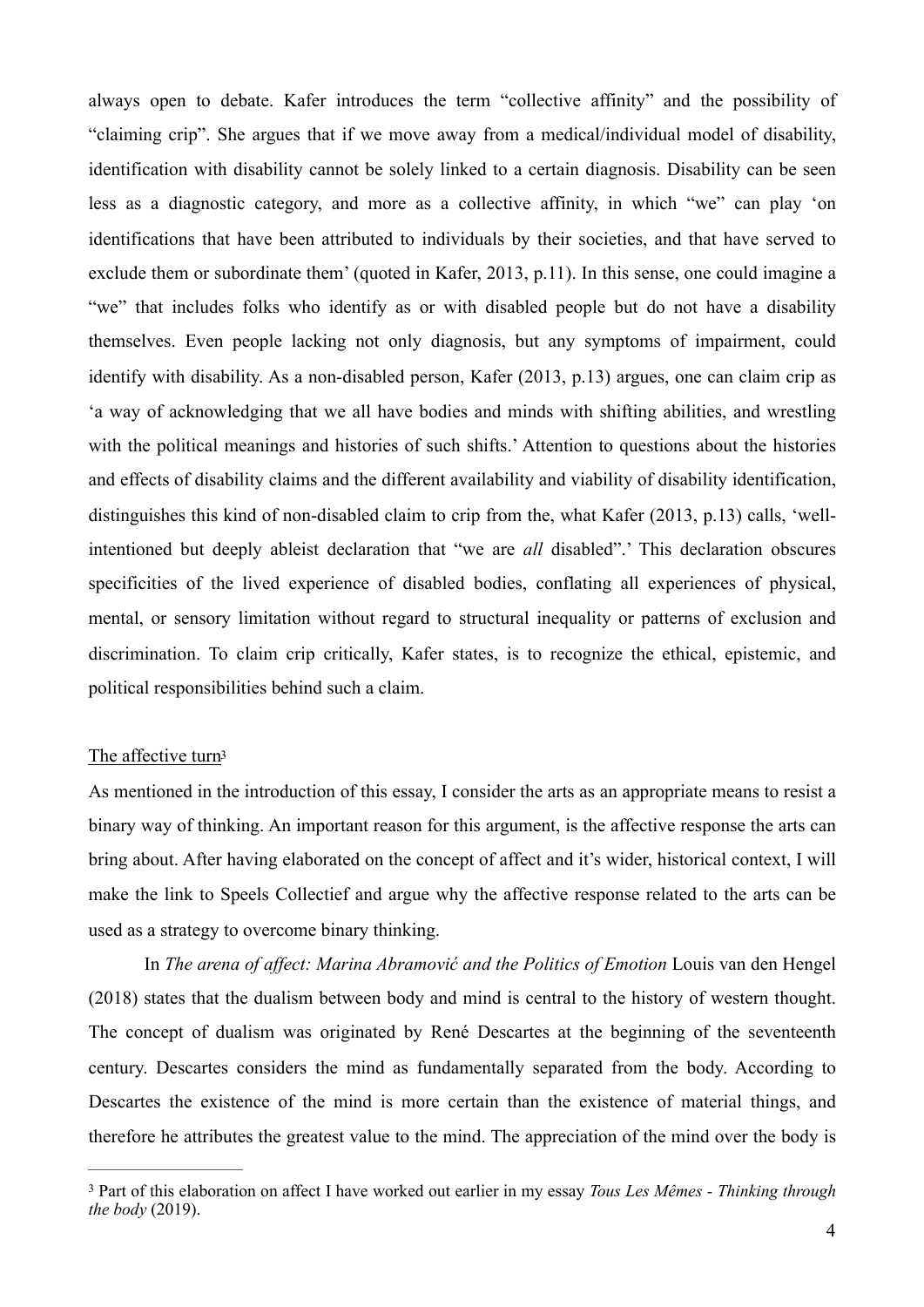always open to debate. Kafer introduces the term "collective affinity" and the possibility of "claiming crip". She argues that if we move away from a medical/individual model of disability, identification with disability cannot be solely linked to a certain diagnosis. Disability can be seen less as a diagnostic category, and more as a collective affinity, in which "we" can play 'on identifications that have been attributed to individuals by their societies, and that have served to exclude them or subordinate them' (quoted in Kafer, 2013, p.11). In this sense, one could imagine a "we" that includes folks who identify as or with disabled people but do not have a disability themselves. Even people lacking not only diagnosis, but any symptoms of impairment, could identify with disability. As a non-disabled person, Kafer (2013, p.13) argues, one can claim crip as 'a way of acknowledging that we all have bodies and minds with shifting abilities, and wrestling with the political meanings and histories of such shifts.' Attention to questions about the histories and effects of disability claims and the different availability and viability of disability identification, distinguishes this kind of non-disabled claim to crip from the, what Kafer (2013, p.13) calls, 'well-intentioned but deeply ableist declaration that "we are *all* disabled".' This declaration obscures specificities of the lived experience of disabled bodies, conflating all experiences of physical, mental, or sensory limitation without regard to structural inequality or patterns of exclusion and discrimination. To claim crip critically, Kafer states, is to recognize the ethical, epistemic, and political responsibilities behind such a claim.

<u>The affective turn</u>[3]

As mentioned in the introduction of this essay, I consider the arts as an appropriate means to resist a binary way of thinking. An important reason for this argument, is the affective response the arts can bring about. After having elaborated on the concept of affect and it's wider, historical context, I will make the link to Speels Collectief and argue why the affective response related to the arts can be used as a strategy to overcome binary thinking.

In *The arena of affect: Marina Abramović and the Politics of Emotion* Louis van den Hengel (2018) states that the dualism between body and mind is central to the history of western thought. The concept of dualism was originated by René Descartes at the beginning of the seventeenth century. Descartes considers the mind as fundamentally separated from the body. According to Descartes the existence of the mind is more certain than the existence of material things, and therefore he attributes the greatest value to the mind. The appreciation of the mind over the body is

---

[3] Part of this elaboration on affect I have worked out earlier in my essay *Tous Les Mêmes - Thinking through the body* (2019).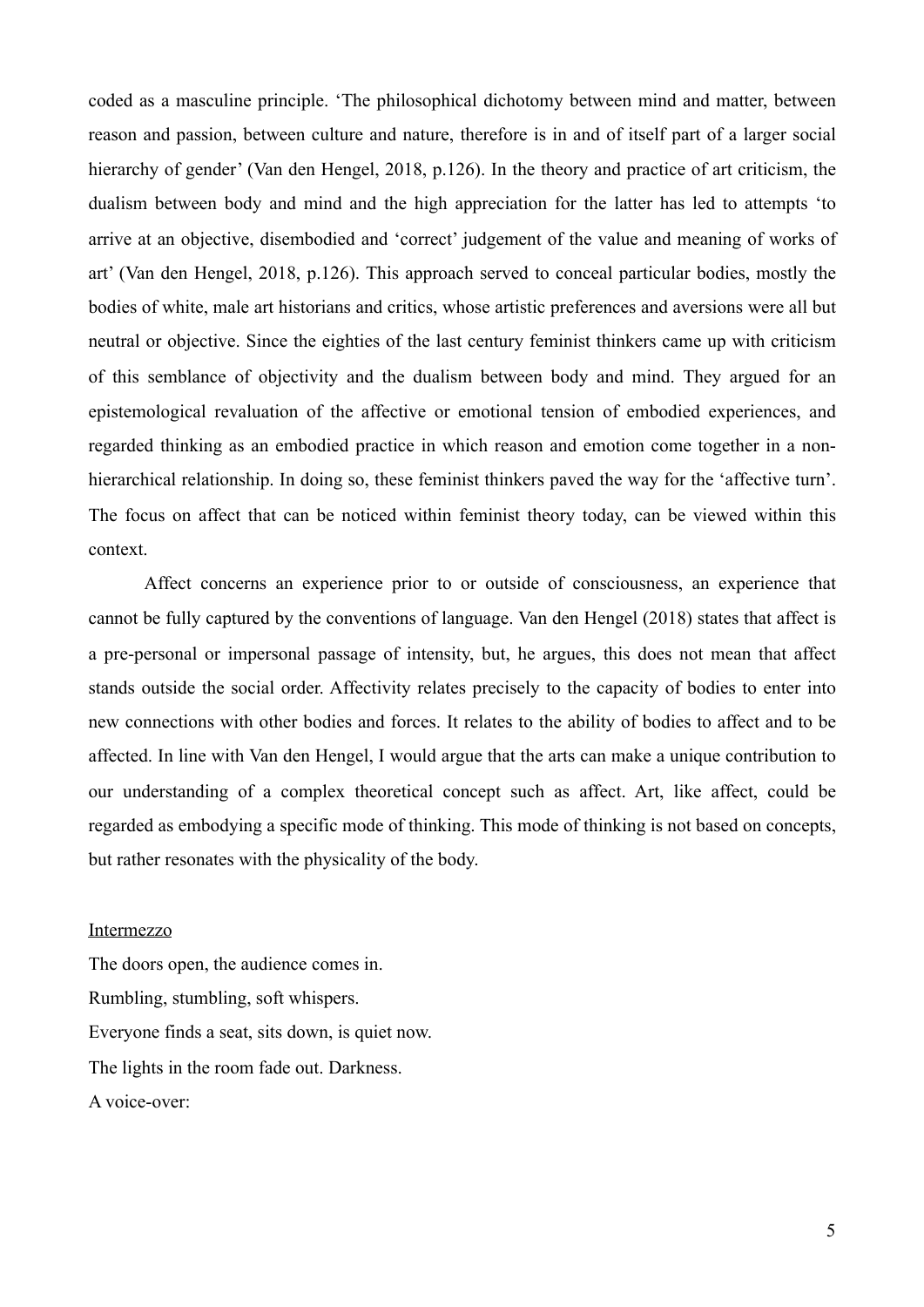coded as a masculine principle. 'The philosophical dichotomy between mind and matter, between reason and passion, between culture and nature, therefore is in and of itself part of a larger social hierarchy of gender' (Van den Hengel, 2018, p.126). In the theory and practice of art criticism, the dualism between body and mind and the high appreciation for the latter has led to attempts 'to arrive at an objective, disembodied and 'correct' judgement of the value and meaning of works of art' (Van den Hengel, 2018, p.126). This approach served to conceal particular bodies, mostly the bodies of white, male art historians and critics, whose artistic preferences and aversions were all but neutral or objective. Since the eighties of the last century feminist thinkers came up with criticism of this semblance of objectivity and the dualism between body and mind. They argued for an epistemological revaluation of the affective or emotional tension of embodied experiences, and regarded thinking as an embodied practice in which reason and emotion come together in a non-hierarchical relationship. In doing so, these feminist thinkers paved the way for the 'affective turn'. The focus on affect that can be noticed within feminist theory today, can be viewed within this context.

Affect concerns an experience prior to or outside of consciousness, an experience that cannot be fully captured by the conventions of language. Van den Hengel (2018) states that affect is a pre-personal or impersonal passage of intensity, but, he argues, this does not mean that affect stands outside the social order. Affectivity relates precisely to the capacity of bodies to enter into new connections with other bodies and forces. It relates to the ability of bodies to affect and to be affected. In line with Van den Hengel, I would argue that the arts can make a unique contribution to our understanding of a complex theoretical concept such as affect. Art, like affect, could be regarded as embodying a specific mode of thinking. This mode of thinking is not based on concepts, but rather resonates with the physicality of the body.

<u>Intermezzo</u>

The doors open, the audience comes in.
Rumbling, stumbling, soft whispers.
Everyone finds a seat, sits down, is quiet now.
The lights in the room fade out. Darkness.
A voice-over: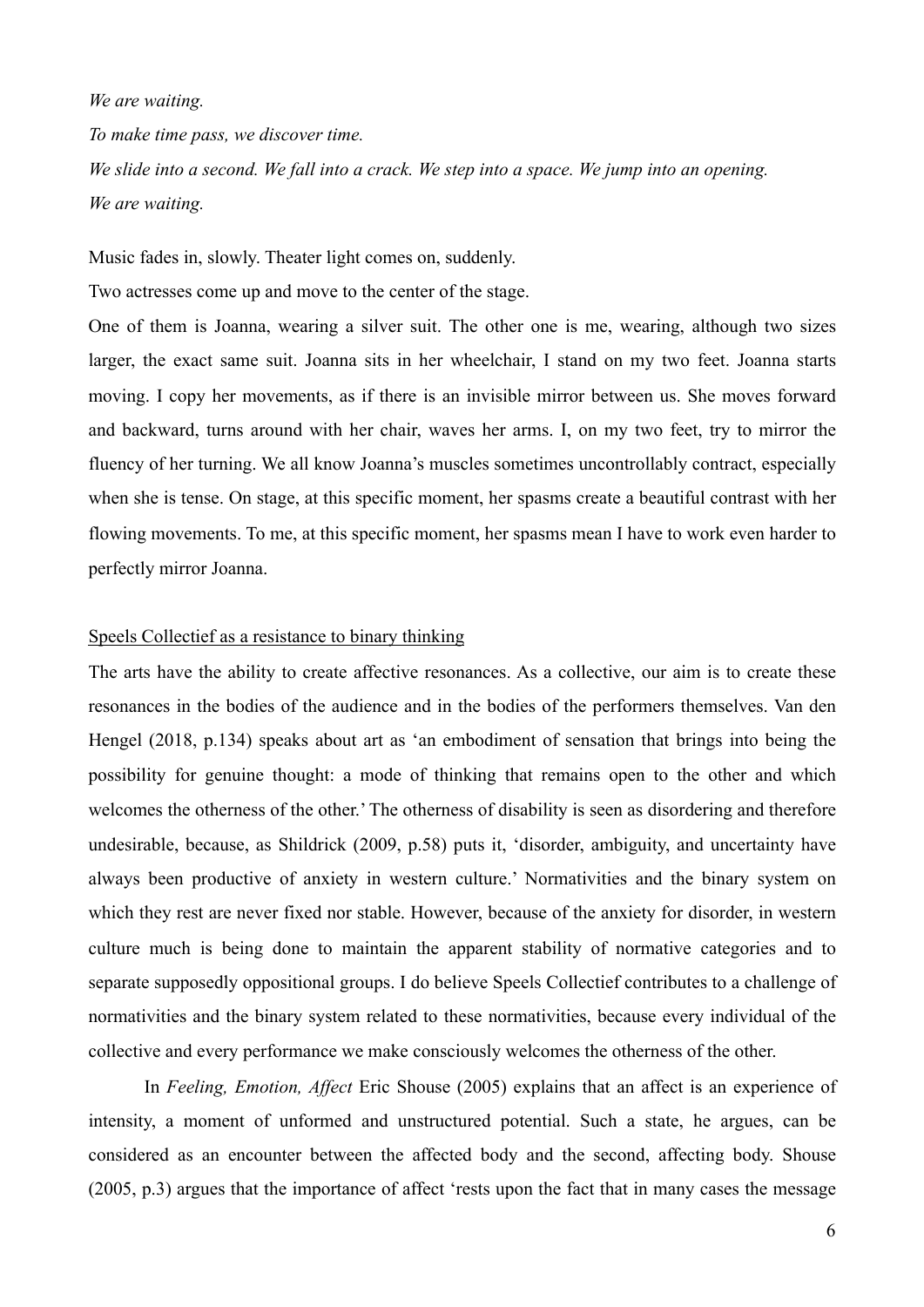*We are waiting.*

*To make time pass, we discover time.*

*We slide into a second. We fall into a crack. We step into a space. We jump into an opening.*

*We are waiting.*

Music fades in, slowly. Theater light comes on, suddenly.

Two actresses come up and move to the center of the stage.

One of them is Joanna, wearing a silver suit. The other one is me, wearing, although two sizes larger, the exact same suit. Joanna sits in her wheelchair, I stand on my two feet. Joanna starts moving. I copy her movements, as if there is an invisible mirror between us. She moves forward and backward, turns around with her chair, waves her arms. I, on my two feet, try to mirror the fluency of her turning. We all know Joanna's muscles sometimes uncontrollably contract, especially when she is tense. On stage, at this specific moment, her spasms create a beautiful contrast with her flowing movements. To me, at this specific moment, her spasms mean I have to work even harder to perfectly mirror Joanna.

<u>Speels Collectief as a resistance to binary thinking</u>

The arts have the ability to create affective resonances. As a collective, our aim is to create these resonances in the bodies of the audience and in the bodies of the performers themselves. Van den Hengel (2018, p.134) speaks about art as 'an embodiment of sensation that brings into being the possibility for genuine thought: a mode of thinking that remains open to the other and which welcomes the otherness of the other.' The otherness of disability is seen as disordering and therefore undesirable, because, as Shildrick (2009, p.58) puts it, 'disorder, ambiguity, and uncertainty have always been productive of anxiety in western culture.' Normativities and the binary system on which they rest are never fixed nor stable. However, because of the anxiety for disorder, in western culture much is being done to maintain the apparent stability of normative categories and to separate supposedly oppositional groups. I do believe Speels Collectief contributes to a challenge of normativities and the binary system related to these normativities, because every individual of the collective and every performance we make consciously welcomes the otherness of the other.

In *Feeling, Emotion, Affect* Eric Shouse (2005) explains that an affect is an experience of intensity, a moment of unformed and unstructured potential. Such a state, he argues, can be considered as an encounter between the affected body and the second, affecting body. Shouse (2005, p.3) argues that the importance of affect 'rests upon the fact that in many cases the message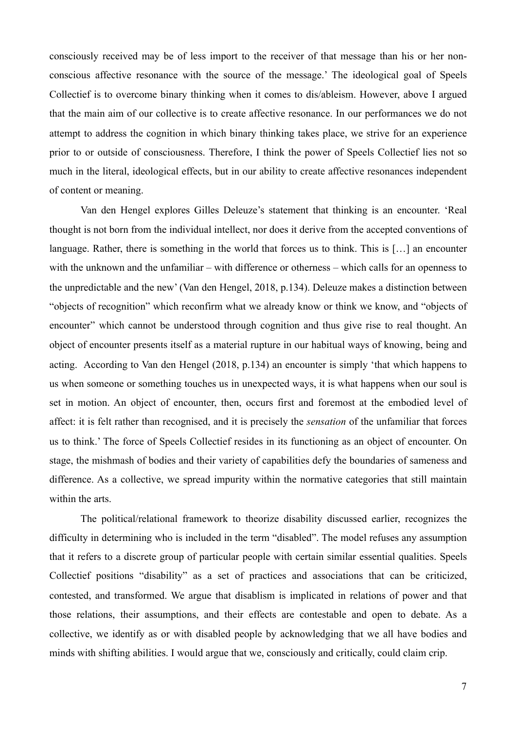consciously received may be of less import to the receiver of that message than his or her non-conscious affective resonance with the source of the message.' The ideological goal of Speels Collectief is to overcome binary thinking when it comes to dis/ableism. However, above I argued that the main aim of our collective is to create affective resonance. In our performances we do not attempt to address the cognition in which binary thinking takes place, we strive for an experience prior to or outside of consciousness. Therefore, I think the power of Speels Collectief lies not so much in the literal, ideological effects, but in our ability to create affective resonances independent of content or meaning.

Van den Hengel explores Gilles Deleuze's statement that thinking is an encounter. 'Real thought is not born from the individual intellect, nor does it derive from the accepted conventions of language. Rather, there is something in the world that forces us to think. This is […] an encounter with the unknown and the unfamiliar – with difference or otherness – which calls for an openness to the unpredictable and the new' (Van den Hengel, 2018, p.134). Deleuze makes a distinction between "objects of recognition" which reconfirm what we already know or think we know, and "objects of encounter" which cannot be understood through cognition and thus give rise to real thought. An object of encounter presents itself as a material rupture in our habitual ways of knowing, being and acting. According to Van den Hengel (2018, p.134) an encounter is simply 'that which happens to us when someone or something touches us in unexpected ways, it is what happens when our soul is set in motion. An object of encounter, then, occurs first and foremost at the embodied level of affect: it is felt rather than recognised, and it is precisely the *sensation* of the unfamiliar that forces us to think.' The force of Speels Collectief resides in its functioning as an object of encounter. On stage, the mishmash of bodies and their variety of capabilities defy the boundaries of sameness and difference. As a collective, we spread impurity within the normative categories that still maintain within the arts.

The political/relational framework to theorize disability discussed earlier, recognizes the difficulty in determining who is included in the term "disabled". The model refuses any assumption that it refers to a discrete group of particular people with certain similar essential qualities. Speels Collectief positions "disability" as a set of practices and associations that can be criticized, contested, and transformed. We argue that disablism is implicated in relations of power and that those relations, their assumptions, and their effects are contestable and open to debate. As a collective, we identify as or with disabled people by acknowledging that we all have bodies and minds with shifting abilities. I would argue that we, consciously and critically, could claim crip.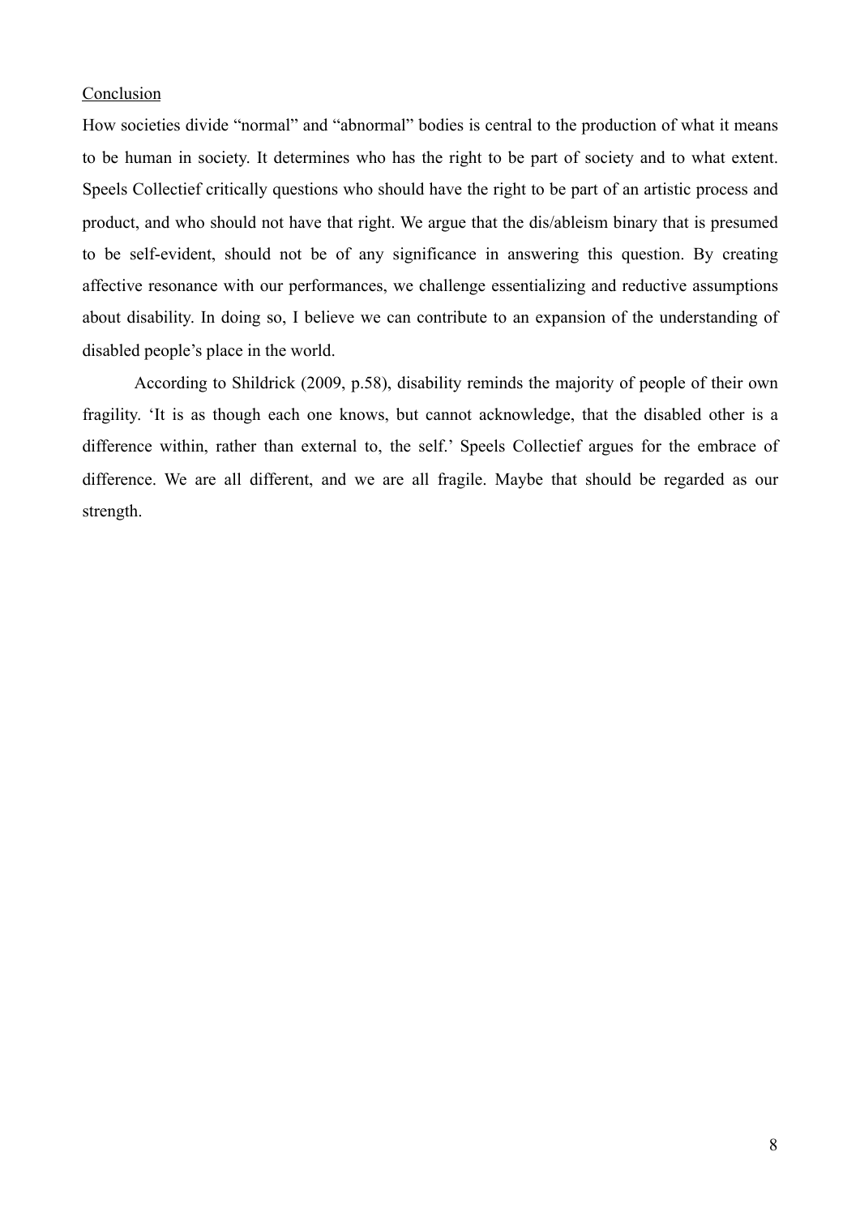## Conclusion

How societies divide “normal” and “abnormal” bodies is central to the production of what it means to be human in society. It determines who has the right to be part of society and to what extent. Speels Collectief critically questions who should have the right to be part of an artistic process and product, and who should not have that right. We argue that the dis/ableism binary that is presumed to be self-evident, should not be of any significance in answering this question. By creating affective resonance with our performances, we challenge essentializing and reductive assumptions about disability. In doing so, I believe we can contribute to an expansion of the understanding of disabled people’s place in the world.

According to Shildrick (2009, p.58), disability reminds the majority of people of their own fragility. ‘It is as though each one knows, but cannot acknowledge, that the disabled other is a difference within, rather than external to, the self.’ Speels Collectief argues for the embrace of difference. We are all different, and we are all fragile. Maybe that should be regarded as our strength.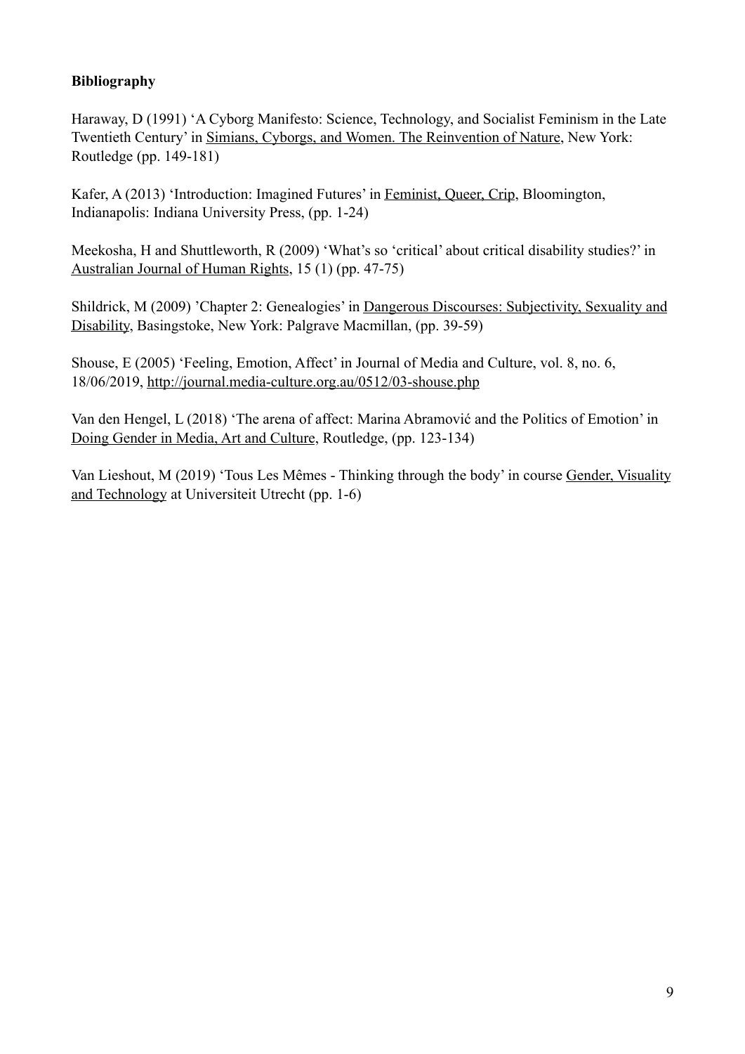**Bibliography**

Haraway, D (1991) 'A Cyborg Manifesto: Science, Technology, and Socialist Feminism in the Late Twentieth Century' in Simians, Cyborgs, and Women. The Reinvention of Nature, New York: Routledge (pp. 149-181)

Kafer, A (2013) 'Introduction: Imagined Futures' in Feminist, Queer, Crip, Bloomington, Indianapolis: Indiana University Press, (pp. 1-24)

Meekosha, H and Shuttleworth, R (2009) 'What's so 'critical' about critical disability studies?' in Australian Journal of Human Rights, 15 (1) (pp. 47-75)

Shildrick, M (2009) 'Chapter 2: Genealogies' in Dangerous Discourses: Subjectivity, Sexuality and Disability, Basingstoke, New York: Palgrave Macmillan, (pp. 39-59)

Shouse, E (2005) 'Feeling, Emotion, Affect' in Journal of Media and Culture, vol. 8, no. 6, 18/06/2019, http://journal.media-culture.org.au/0512/03-shouse.php

Van den Hengel, L (2018) 'The arena of affect: Marina Abramović and the Politics of Emotion' in Doing Gender in Media, Art and Culture, Routledge, (pp. 123-134)

Van Lieshout, M (2019) 'Tous Les Mêmes - Thinking through the body' in course Gender, Visuality and Technology at Universiteit Utrecht (pp. 1-6)